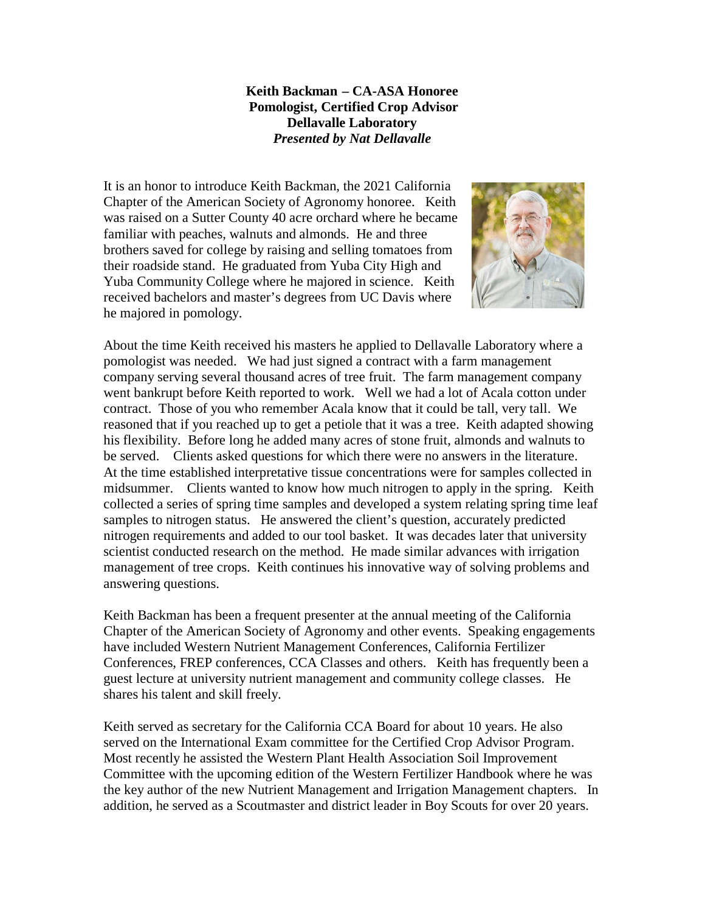**Keith Backman – CA-ASA Honoree**
**Pomologist, Certified Crop Advisor**
**Dellavalle Laboratory**
***Presented by Nat Dellavalle***

It is an honor to introduce Keith Backman, the 2021 California Chapter of the American Society of Agronomy honoree. Keith was raised on a Sutter County 40 acre orchard where he became familiar with peaches, walnuts and almonds. He and three brothers saved for college by raising and selling tomatoes from their roadside stand. He graduated from Yuba City High and Yuba Community College where he majored in science. Keith received bachelors and master's degrees from UC Davis where he majored in pomology.

About the time Keith received his masters he applied to Dellavalle Laboratory where a pomologist was needed. We had just signed a contract with a farm management company serving several thousand acres of tree fruit. The farm management company went bankrupt before Keith reported to work. Well we had a lot of Acala cotton under contract. Those of you who remember Acala know that it could be tall, very tall. We reasoned that if you reached up to get a petiole that it was a tree. Keith adapted showing his flexibility. Before long he added many acres of stone fruit, almonds and walnuts to be served. Clients asked questions for which there were no answers in the literature. At the time established interpretative tissue concentrations were for samples collected in midsummer. Clients wanted to know how much nitrogen to apply in the spring. Keith collected a series of spring time samples and developed a system relating spring time leaf samples to nitrogen status. He answered the client's question, accurately predicted nitrogen requirements and added to our tool basket. It was decades later that university scientist conducted research on the method. He made similar advances with irrigation management of tree crops. Keith continues his innovative way of solving problems and answering questions.

Keith Backman has been a frequent presenter at the annual meeting of the California Chapter of the American Society of Agronomy and other events. Speaking engagements have included Western Nutrient Management Conferences, California Fertilizer Conferences, FREP conferences, CCA Classes and others. Keith has frequently been a guest lecture at university nutrient management and community college classes. He shares his talent and skill freely.

Keith served as secretary for the California CCA Board for about 10 years. He also served on the International Exam committee for the Certified Crop Advisor Program. Most recently he assisted the Western Plant Health Association Soil Improvement Committee with the upcoming edition of the Western Fertilizer Handbook where he was the key author of the new Nutrient Management and Irrigation Management chapters. In addition, he served as a Scoutmaster and district leader in Boy Scouts for over 20 years.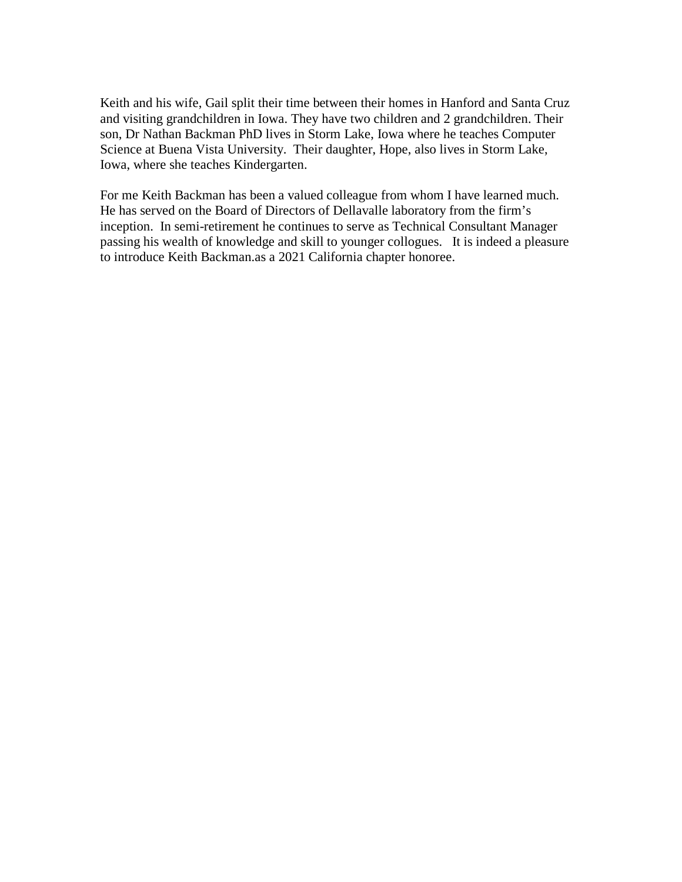Keith and his wife, Gail split their time between their homes in Hanford and Santa Cruz and visiting grandchildren in Iowa. They have two children and 2 grandchildren. Their son, Dr Nathan Backman PhD lives in Storm Lake, Iowa where he teaches Computer Science at Buena Vista University. Their daughter, Hope, also lives in Storm Lake, Iowa, where she teaches Kindergarten.

For me Keith Backman has been a valued colleague from whom I have learned much. He has served on the Board of Directors of Dellavalle laboratory from the firm's inception. In semi-retirement he continues to serve as Technical Consultant Manager passing his wealth of knowledge and skill to younger collogues. It is indeed a pleasure to introduce Keith Backman.as a 2021 California chapter honoree.